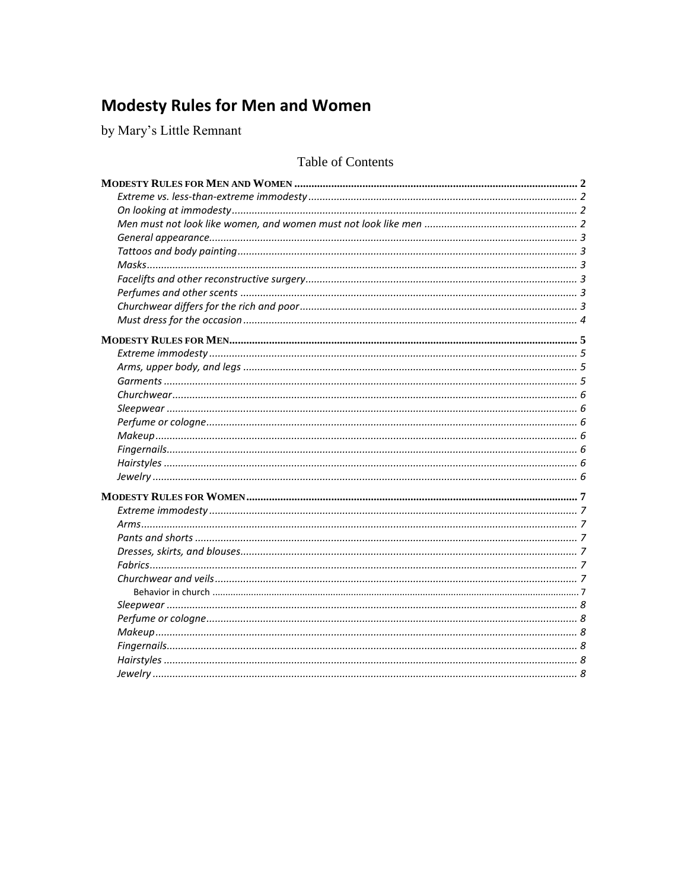# Modesty Rules for Men and Women

by Mary's Little Remnant

## Table of Contents

**MODESTY RULES FOR MEN AND WOMEN** .......... 2
- *Extreme vs. less-than-extreme immodesty* .......... 2
- *On looking at immodesty* .......... 2
- *Men must not look like women, and women must not look like men* .......... 2
- *General appearance* .......... 3
- *Tattoos and body painting* .......... 3
- *Masks* .......... 3
- *Facelifts and other reconstructive surgery* .......... 3
- *Perfumes and other scents* .......... 3
- *Churchwear differs for the rich and poor* .......... 3
- *Must dress for the occasion* .......... 4

**MODESTY RULES FOR MEN** .......... 5
- *Extreme immodesty* .......... 5
- *Arms, upper body, and legs* .......... 5
- *Garments* .......... 5
- *Churchwear* .......... 6
- *Sleepwear* .......... 6
- *Perfume or cologne* .......... 6
- *Makeup* .......... 6
- *Fingernails* .......... 6
- *Hairstyles* .......... 6
- *Jewelry* .......... 6

**MODESTY RULES FOR WOMEN** .......... 7
- *Extreme immodesty* .......... 7
- *Arms* .......... 7
- *Pants and shorts* .......... 7
- *Dresses, skirts, and blouses* .......... 7
- *Fabrics* .......... 7
- *Churchwear and veils* .......... 7
  - Behavior in church .......... 7
- *Sleepwear* .......... 8
- *Perfume or cologne* .......... 8
- *Makeup* .......... 8
- *Fingernails* .......... 8
- *Hairstyles* .......... 8
- *Jewelry* .......... 8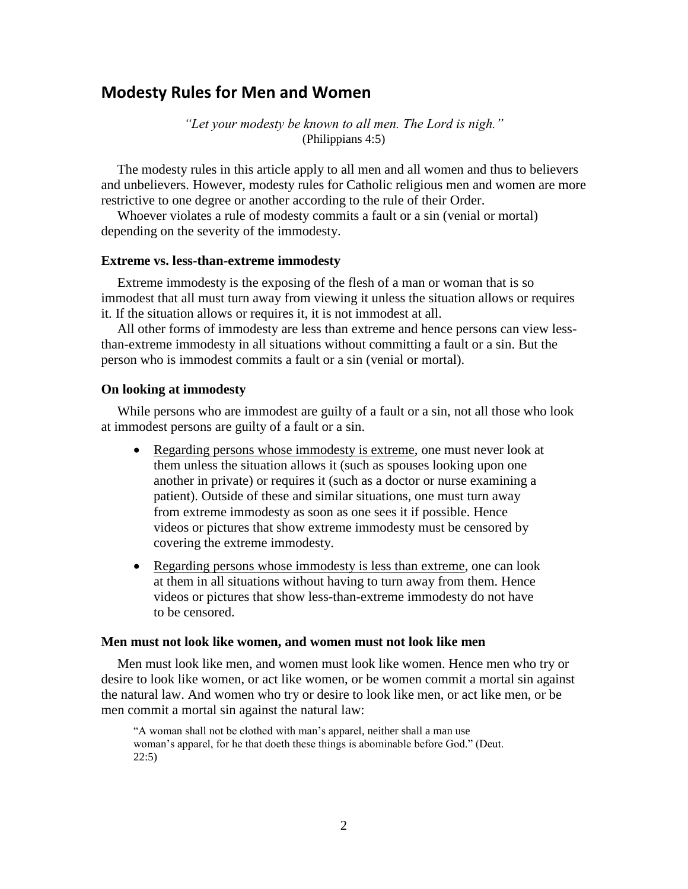## Modesty Rules for Men and Women

*"Let your modesty be known to all men. The Lord is nigh."*
(Philippians 4:5)

The modesty rules in this article apply to all men and all women and thus to believers and unbelievers. However, modesty rules for Catholic religious men and women are more restrictive to one degree or another according to the rule of their Order.

Whoever violates a rule of modesty commits a fault or a sin (venial or mortal) depending on the severity of the immodesty.

#### Extreme vs. less-than-extreme immodesty

Extreme immodesty is the exposing of the flesh of a man or woman that is so immodest that all must turn away from viewing it unless the situation allows or requires it. If the situation allows or requires it, it is not immodest at all.

All other forms of immodesty are less than extreme and hence persons can view less-than-extreme immodesty in all situations without committing a fault or a sin. But the person who is immodest commits a fault or a sin (venial or mortal).

#### On looking at immodesty

While persons who are immodest are guilty of a fault or a sin, not all those who look at immodest persons are guilty of a fault or a sin.

- Regarding persons whose immodesty is extreme, one must never look at them unless the situation allows it (such as spouses looking upon one another in private) or requires it (such as a doctor or nurse examining a patient). Outside of these and similar situations, one must turn away from extreme immodesty as soon as one sees it if possible. Hence videos or pictures that show extreme immodesty must be censored by covering the extreme immodesty.
- Regarding persons whose immodesty is less than extreme, one can look at them in all situations without having to turn away from them. Hence videos or pictures that show less-than-extreme immodesty do not have to be censored.

#### Men must not look like women, and women must not look like men

Men must look like men, and women must look like women. Hence men who try or desire to look like women, or act like women, or be women commit a mortal sin against the natural law. And women who try or desire to look like men, or act like men, or be men commit a mortal sin against the natural law:

> "A woman shall not be clothed with man's apparel, neither shall a man use woman's apparel, for he that doeth these things is abominable before God." (Deut. 22:5)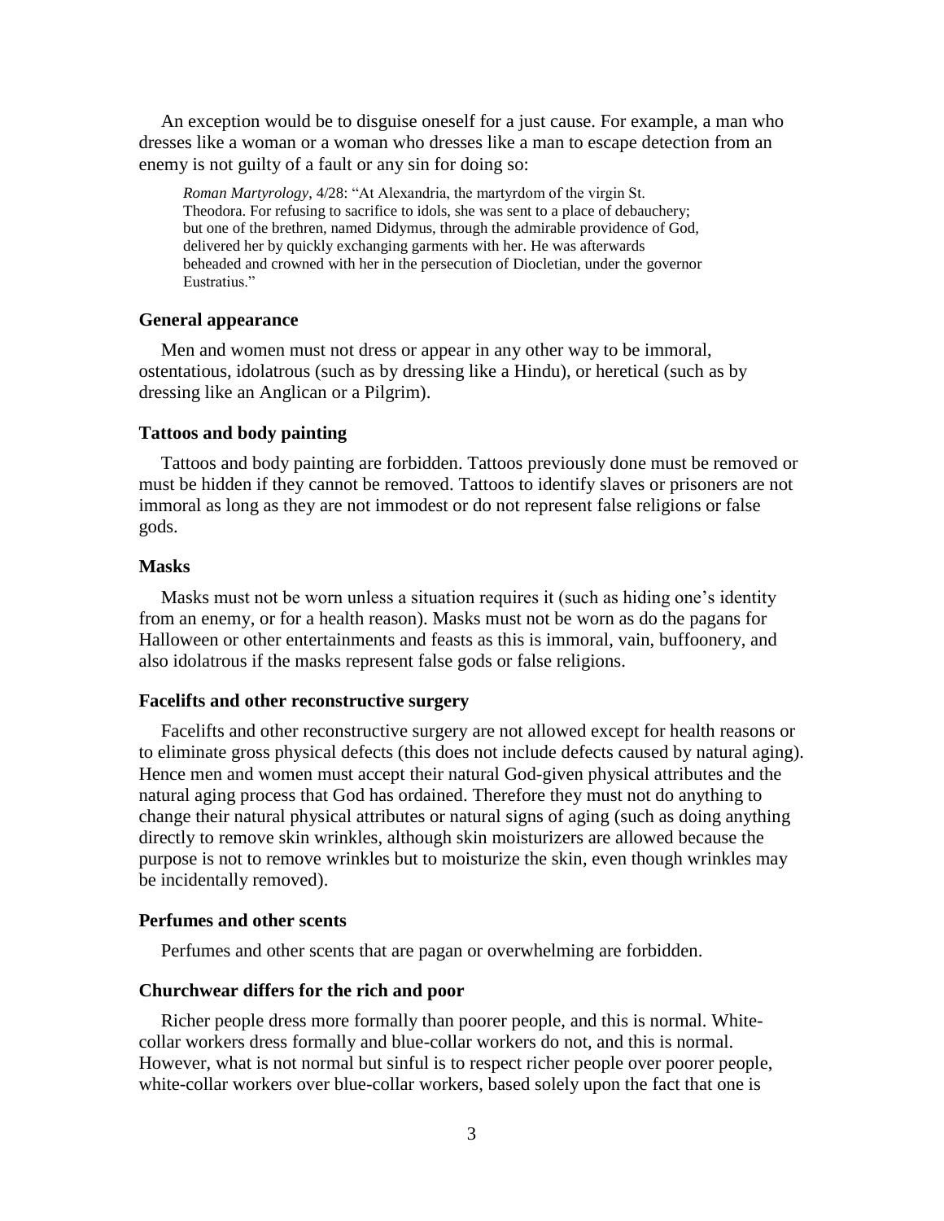An exception would be to disguise oneself for a just cause. For example, a man who dresses like a woman or a woman who dresses like a man to escape detection from an enemy is not guilty of a fault or any sin for doing so:

> *Roman Martyrology*, 4/28: "At Alexandria, the martyrdom of the virgin St. Theodora. For refusing to sacrifice to idols, she was sent to a place of debauchery; but one of the brethren, named Didymus, through the admirable providence of God, delivered her by quickly exchanging garments with her. He was afterwards beheaded and crowned with her in the persecution of Diocletian, under the governor Eustratius."

### General appearance

Men and women must not dress or appear in any other way to be immoral, ostentatious, idolatrous (such as by dressing like a Hindu), or heretical (such as by dressing like an Anglican or a Pilgrim).

### Tattoos and body painting

Tattoos and body painting are forbidden. Tattoos previously done must be removed or must be hidden if they cannot be removed. Tattoos to identify slaves or prisoners are not immoral as long as they are not immodest or do not represent false religions or false gods.

### Masks

Masks must not be worn unless a situation requires it (such as hiding one's identity from an enemy, or for a health reason). Masks must not be worn as do the pagans for Halloween or other entertainments and feasts as this is immoral, vain, buffoonery, and also idolatrous if the masks represent false gods or false religions.

### Facelifts and other reconstructive surgery

Facelifts and other reconstructive surgery are not allowed except for health reasons or to eliminate gross physical defects (this does not include defects caused by natural aging). Hence men and women must accept their natural God-given physical attributes and the natural aging process that God has ordained. Therefore they must not do anything to change their natural physical attributes or natural signs of aging (such as doing anything directly to remove skin wrinkles, although skin moisturizers are allowed because the purpose is not to remove wrinkles but to moisturize the skin, even though wrinkles may be incidentally removed).

### Perfumes and other scents

Perfumes and other scents that are pagan or overwhelming are forbidden.

### Churchwear differs for the rich and poor

Richer people dress more formally than poorer people, and this is normal. White-collar workers dress formally and blue-collar workers do not, and this is normal. However, what is not normal but sinful is to respect richer people over poorer people, white-collar workers over blue-collar workers, based solely upon the fact that one is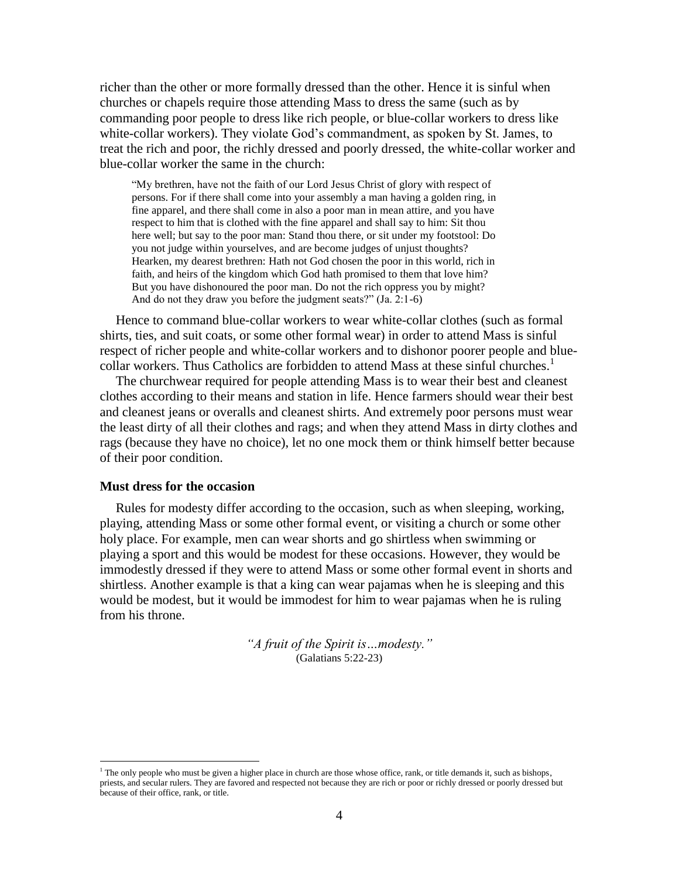richer than the other or more formally dressed than the other. Hence it is sinful when churches or chapels require those attending Mass to dress the same (such as by commanding poor people to dress like rich people, or blue-collar workers to dress like white-collar workers). They violate God's commandment, as spoken by St. James, to treat the rich and poor, the richly dressed and poorly dressed, the white-collar worker and blue-collar worker the same in the church:

> "My brethren, have not the faith of our Lord Jesus Christ of glory with respect of persons. For if there shall come into your assembly a man having a golden ring, in fine apparel, and there shall come in also a poor man in mean attire, and you have respect to him that is clothed with the fine apparel and shall say to him: Sit thou here well; but say to the poor man: Stand thou there, or sit under my footstool: Do you not judge within yourselves, and are become judges of unjust thoughts? Hearken, my dearest brethren: Hath not God chosen the poor in this world, rich in faith, and heirs of the kingdom which God hath promised to them that love him? But you have dishonoured the poor man. Do not the rich oppress you by might? And do not they draw you before the judgment seats?" (Ja. 2:1-6)

Hence to command blue-collar workers to wear white-collar clothes (such as formal shirts, ties, and suit coats, or some other formal wear) in order to attend Mass is sinful respect of richer people and white-collar workers and to dishonor poorer people and blue-collar workers. Thus Catholics are forbidden to attend Mass at these sinful churches.[1]

The churchwear required for people attending Mass is to wear their best and cleanest clothes according to their means and station in life. Hence farmers should wear their best and cleanest jeans or overalls and cleanest shirts. And extremely poor persons must wear the least dirty of all their clothes and rags; and when they attend Mass in dirty clothes and rags (because they have no choice), let no one mock them or think himself better because of their poor condition.

### Must dress for the occasion

Rules for modesty differ according to the occasion, such as when sleeping, working, playing, attending Mass or some other formal event, or visiting a church or some other holy place. For example, men can wear shorts and go shirtless when swimming or playing a sport and this would be modest for these occasions. However, they would be immodestly dressed if they were to attend Mass or some other formal event in shorts and shirtless. Another example is that a king can wear pajamas when he is sleeping and this would be modest, but it would be immodest for him to wear pajamas when he is ruling from his throne.

*"A fruit of the Spirit is…modesty."*
(Galatians 5:22-23)

---

[1] The only people who must be given a higher place in church are those whose office, rank, or title demands it, such as bishops, priests, and secular rulers. They are favored and respected not because they are rich or poor or richly dressed or poorly dressed but because of their office, rank, or title.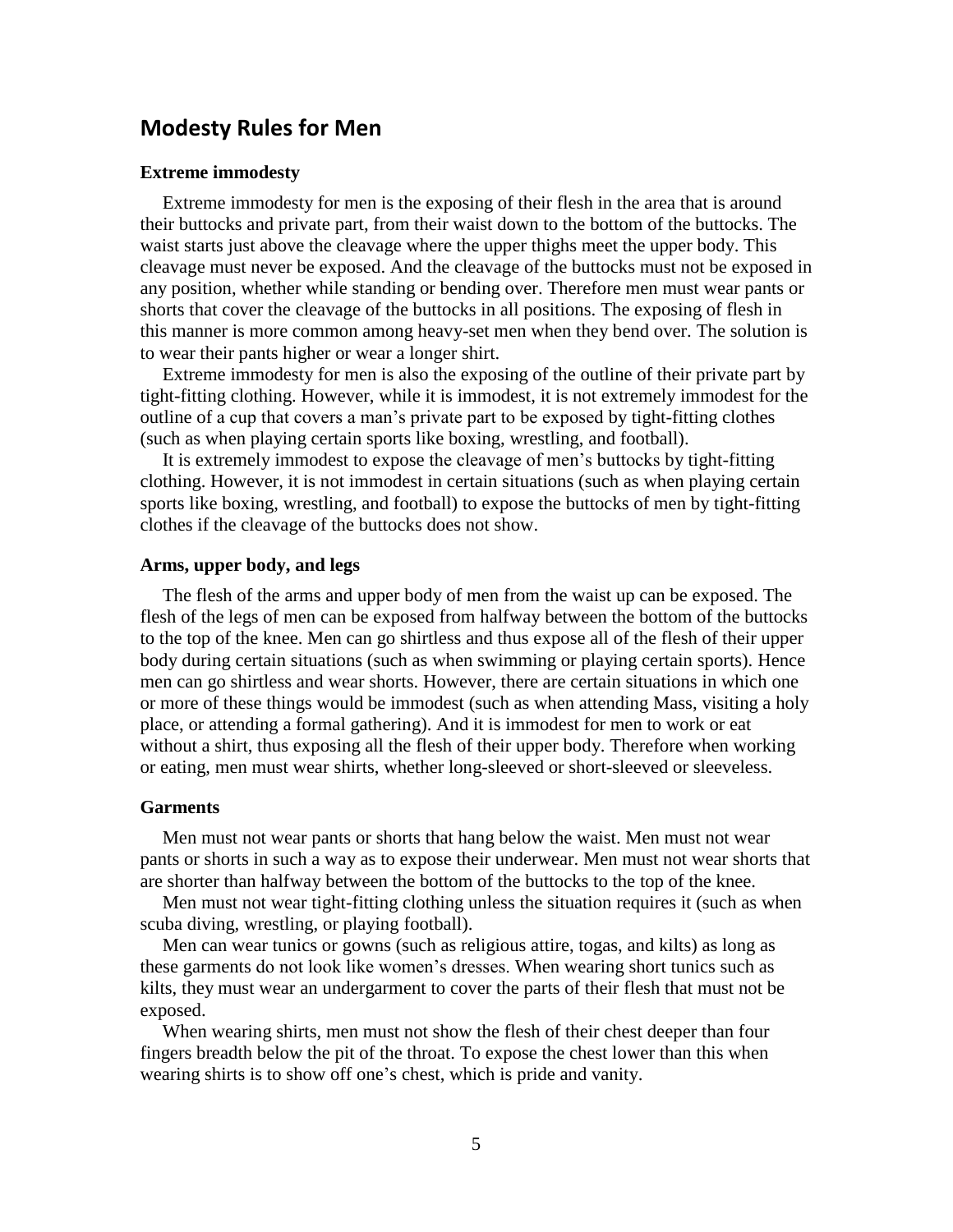## Modesty Rules for Men

### Extreme immodesty

Extreme immodesty for men is the exposing of their flesh in the area that is around their buttocks and private part, from their waist down to the bottom of the buttocks. The waist starts just above the cleavage where the upper thighs meet the upper body. This cleavage must never be exposed. And the cleavage of the buttocks must not be exposed in any position, whether while standing or bending over. Therefore men must wear pants or shorts that cover the cleavage of the buttocks in all positions. The exposing of flesh in this manner is more common among heavy-set men when they bend over. The solution is to wear their pants higher or wear a longer shirt.

Extreme immodesty for men is also the exposing of the outline of their private part by tight-fitting clothing. However, while it is immodest, it is not extremely immodest for the outline of a cup that covers a man's private part to be exposed by tight-fitting clothes (such as when playing certain sports like boxing, wrestling, and football).

It is extremely immodest to expose the cleavage of men's buttocks by tight-fitting clothing. However, it is not immodest in certain situations (such as when playing certain sports like boxing, wrestling, and football) to expose the buttocks of men by tight-fitting clothes if the cleavage of the buttocks does not show.

### Arms, upper body, and legs

The flesh of the arms and upper body of men from the waist up can be exposed. The flesh of the legs of men can be exposed from halfway between the bottom of the buttocks to the top of the knee. Men can go shirtless and thus expose all of the flesh of their upper body during certain situations (such as when swimming or playing certain sports). Hence men can go shirtless and wear shorts. However, there are certain situations in which one or more of these things would be immodest (such as when attending Mass, visiting a holy place, or attending a formal gathering). And it is immodest for men to work or eat without a shirt, thus exposing all the flesh of their upper body. Therefore when working or eating, men must wear shirts, whether long-sleeved or short-sleeved or sleeveless.

### Garments

Men must not wear pants or shorts that hang below the waist. Men must not wear pants or shorts in such a way as to expose their underwear. Men must not wear shorts that are shorter than halfway between the bottom of the buttocks to the top of the knee.

Men must not wear tight-fitting clothing unless the situation requires it (such as when scuba diving, wrestling, or playing football).

Men can wear tunics or gowns (such as religious attire, togas, and kilts) as long as these garments do not look like women's dresses. When wearing short tunics such as kilts, they must wear an undergarment to cover the parts of their flesh that must not be exposed.

When wearing shirts, men must not show the flesh of their chest deeper than four fingers breadth below the pit of the throat. To expose the chest lower than this when wearing shirts is to show off one's chest, which is pride and vanity.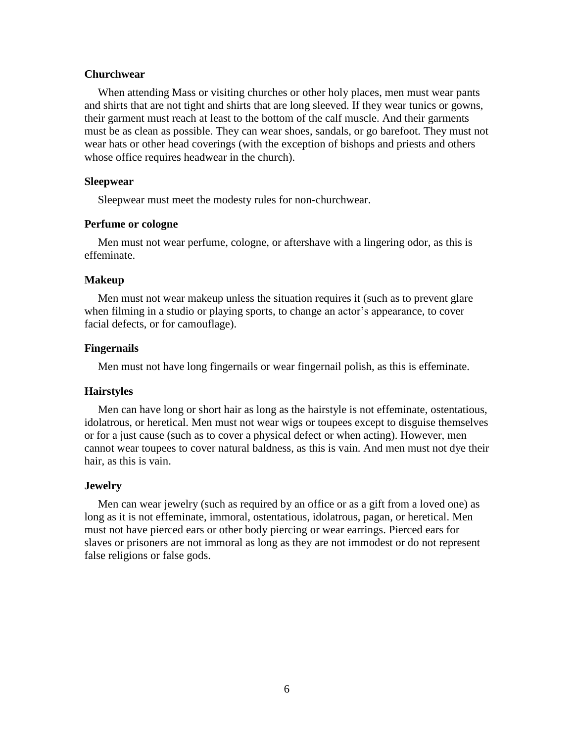**Churchwear**

When attending Mass or visiting churches or other holy places, men must wear pants and shirts that are not tight and shirts that are long sleeved. If they wear tunics or gowns, their garment must reach at least to the bottom of the calf muscle. And their garments must be as clean as possible. They can wear shoes, sandals, or go barefoot. They must not wear hats or other head coverings (with the exception of bishops and priests and others whose office requires headwear in the church).

**Sleepwear**

Sleepwear must meet the modesty rules for non-churchwear.

**Perfume or cologne**

Men must not wear perfume, cologne, or aftershave with a lingering odor, as this is effeminate.

**Makeup**

Men must not wear makeup unless the situation requires it (such as to prevent glare when filming in a studio or playing sports, to change an actor's appearance, to cover facial defects, or for camouflage).

**Fingernails**

Men must not have long fingernails or wear fingernail polish, as this is effeminate.

**Hairstyles**

Men can have long or short hair as long as the hairstyle is not effeminate, ostentatious, idolatrous, or heretical. Men must not wear wigs or toupees except to disguise themselves or for a just cause (such as to cover a physical defect or when acting). However, men cannot wear toupees to cover natural baldness, as this is vain. And men must not dye their hair, as this is vain.

**Jewelry**

Men can wear jewelry (such as required by an office or as a gift from a loved one) as long as it is not effeminate, immoral, ostentatious, idolatrous, pagan, or heretical. Men must not have pierced ears or other body piercing or wear earrings. Pierced ears for slaves or prisoners are not immoral as long as they are not immodest or do not represent false religions or false gods.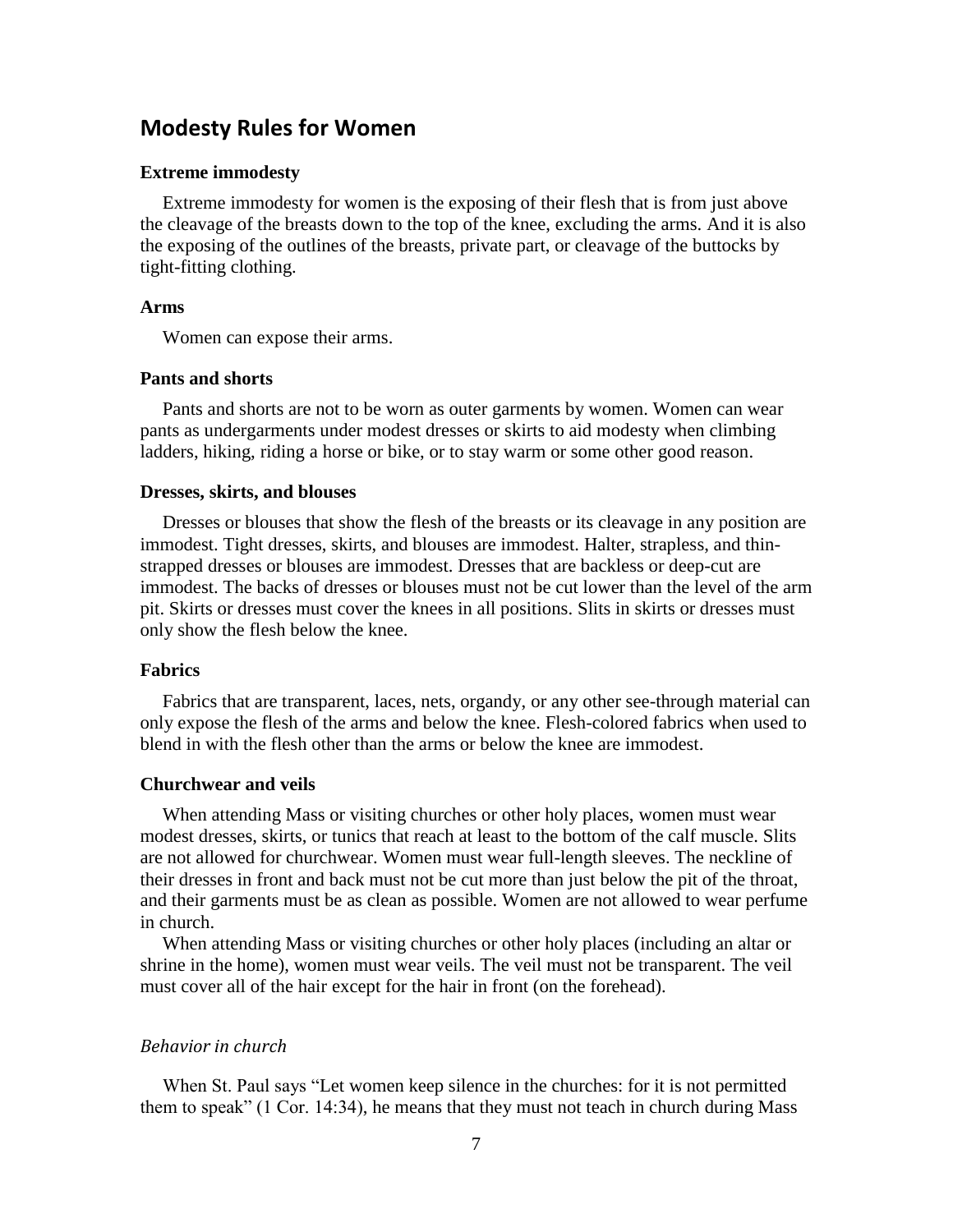## Modesty Rules for Women

**Extreme immodesty**

Extreme immodesty for women is the exposing of their flesh that is from just above the cleavage of the breasts down to the top of the knee, excluding the arms. And it is also the exposing of the outlines of the breasts, private part, or cleavage of the buttocks by tight-fitting clothing.

**Arms**

Women can expose their arms.

**Pants and shorts**

Pants and shorts are not to be worn as outer garments by women. Women can wear pants as undergarments under modest dresses or skirts to aid modesty when climbing ladders, hiking, riding a horse or bike, or to stay warm or some other good reason.

**Dresses, skirts, and blouses**

Dresses or blouses that show the flesh of the breasts or its cleavage in any position are immodest. Tight dresses, skirts, and blouses are immodest. Halter, strapless, and thin-strapped dresses or blouses are immodest. Dresses that are backless or deep-cut are immodest. The backs of dresses or blouses must not be cut lower than the level of the arm pit. Skirts or dresses must cover the knees in all positions. Slits in skirts or dresses must only show the flesh below the knee.

**Fabrics**

Fabrics that are transparent, laces, nets, organdy, or any other see-through material can only expose the flesh of the arms and below the knee. Flesh-colored fabrics when used to blend in with the flesh other than the arms or below the knee are immodest.

**Churchwear and veils**

When attending Mass or visiting churches or other holy places, women must wear modest dresses, skirts, or tunics that reach at least to the bottom of the calf muscle. Slits are not allowed for churchwear. Women must wear full-length sleeves. The neckline of their dresses in front and back must not be cut more than just below the pit of the throat, and their garments must be as clean as possible. Women are not allowed to wear perfume in church.

When attending Mass or visiting churches or other holy places (including an altar or shrine in the home), women must wear veils. The veil must not be transparent. The veil must cover all of the hair except for the hair in front (on the forehead).

*Behavior in church*

When St. Paul says "Let women keep silence in the churches: for it is not permitted them to speak" (1 Cor. 14:34), he means that they must not teach in church during Mass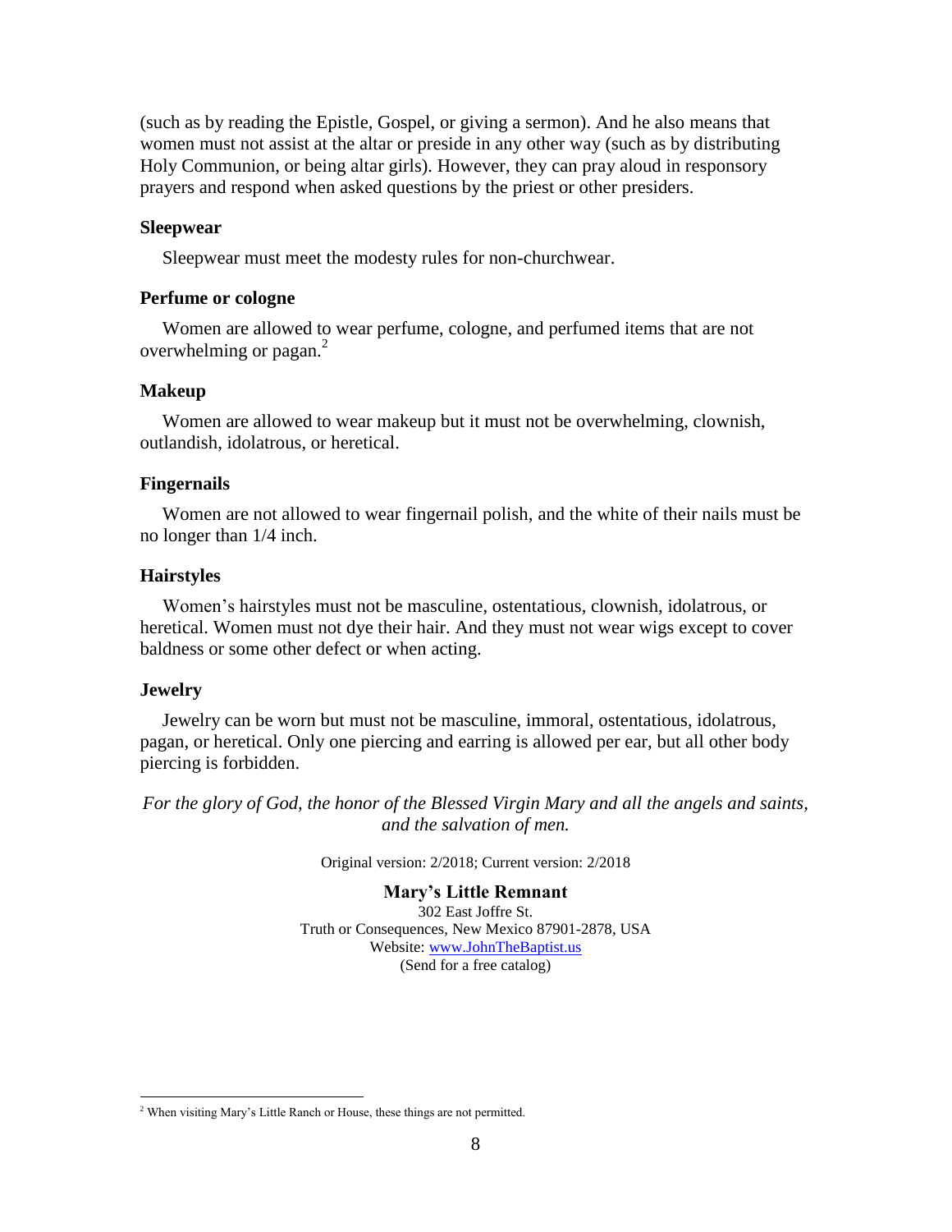(such as by reading the Epistle, Gospel, or giving a sermon). And he also means that women must not assist at the altar or preside in any other way (such as by distributing Holy Communion, or being altar girls). However, they can pray aloud in responsory prayers and respond when asked questions by the priest or other presiders.

### Sleepwear

Sleepwear must meet the modesty rules for non-churchwear.

### Perfume or cologne

Women are allowed to wear perfume, cologne, and perfumed items that are not overwhelming or pagan.[2]

### Makeup

Women are allowed to wear makeup but it must not be overwhelming, clownish, outlandish, idolatrous, or heretical.

### Fingernails

Women are not allowed to wear fingernail polish, and the white of their nails must be no longer than 1/4 inch.

### Hairstyles

Women's hairstyles must not be masculine, ostentatious, clownish, idolatrous, or heretical. Women must not dye their hair. And they must not wear wigs except to cover baldness or some other defect or when acting.

### Jewelry

Jewelry can be worn but must not be masculine, immoral, ostentatious, idolatrous, pagan, or heretical. Only one piercing and earring is allowed per ear, but all other body piercing is forbidden.

*For the glory of God, the honor of the Blessed Virgin Mary and all the angels and saints, and the salvation of men.*

Original version: 2/2018; Current version: 2/2018

**Mary's Little Remnant**
302 East Joffre St.
Truth or Consequences, New Mexico 87901-2878, USA
Website: www.JohnTheBaptist.us
(Send for a free catalog)

[2] When visiting Mary's Little Ranch or House, these things are not permitted.